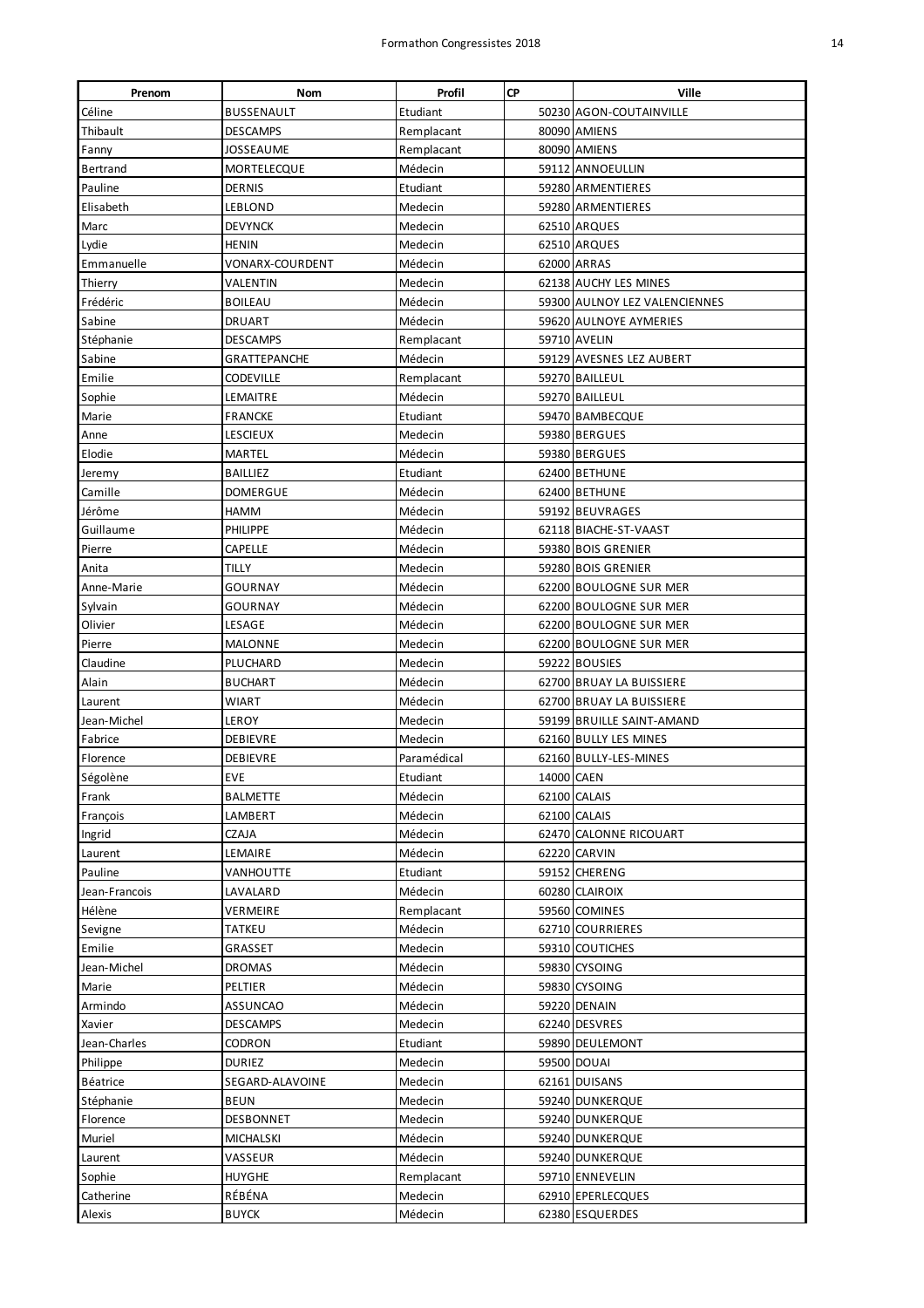| Prenom | Nom | Profil | CP | Ville |
| --- | --- | --- | --- | --- |
| Céline | BUSSENAULT | Etudiant | 50230 | AGON-COUTAINVILLE |
| Thibault | DESCAMPS | Remplacant | 80090 | AMIENS |
| Fanny | JOSSEAUME | Remplacant | 80090 | AMIENS |
| Bertrand | MORTELECQUE | Médecin | 59112 | ANNOEULLIN |
| Pauline | DERNIS | Etudiant | 59280 | ARMENTIERES |
| Elisabeth | LEBLOND | Medecin | 59280 | ARMENTIERES |
| Marc | DEVYNCK | Medecin | 62510 | ARQUES |
| Lydie | HENIN | Medecin | 62510 | ARQUES |
| Emmanuelle | VONARX-COURDENT | Médecin | 62000 | ARRAS |
| Thierry | VALENTIN | Medecin | 62138 | AUCHY LES MINES |
| Frédéric | BOILEAU | Médecin | 59300 | AULNOY LEZ VALENCIENNES |
| Sabine | DRUART | Médecin | 59620 | AULNOYE AYMERIES |
| Stéphanie | DESCAMPS | Remplacant | 59710 | AVELIN |
| Sabine | GRATTEPANCHE | Médecin | 59129 | AVESNES LEZ AUBERT |
| Emilie | CODEVILLE | Remplacant | 59270 | BAILLEUL |
| Sophie | LEMAITRE | Médecin | 59270 | BAILLEUL |
| Marie | FRANCKE | Etudiant | 59470 | BAMBECQUE |
| Anne | LESCIEUX | Medecin | 59380 | BERGUES |
| Elodie | MARTEL | Médecin | 59380 | BERGUES |
| Jeremy | BAILLIEZ | Etudiant | 62400 | BETHUNE |
| Camille | DOMERGUE | Médecin | 62400 | BETHUNE |
| Jérôme | HAMM | Médecin | 59192 | BEUVRAGES |
| Guillaume | PHILIPPE | Médecin | 62118 | BIACHE-ST-VAAST |
| Pierre | CAPELLE | Médecin | 59380 | BOIS GRENIER |
| Anita | TILLY | Medecin | 59280 | BOIS GRENIER |
| Anne-Marie | GOURNAY | Médecin | 62200 | BOULOGNE SUR MER |
| Sylvain | GOURNAY | Médecin | 62200 | BOULOGNE SUR MER |
| Olivier | LESAGE | Médecin | 62200 | BOULOGNE SUR MER |
| Pierre | MALONNE | Medecin | 62200 | BOULOGNE SUR MER |
| Claudine | PLUCHARD | Medecin | 59222 | BOUSIES |
| Alain | BUCHART | Médecin | 62700 | BRUAY LA BUISSIERE |
| Laurent | WIART | Médecin | 62700 | BRUAY LA BUISSIERE |
| Jean-Michel | LEROY | Medecin | 59199 | BRUILLE SAINT-AMAND |
| Fabrice | DEBIEVRE | Medecin | 62160 | BULLY LES MINES |
| Florence | DEBIEVRE | Paramédical | 62160 | BULLY-LES-MINES |
| Ségolène | EVE | Etudiant | 14000 | CAEN |
| Frank | BALMETTE | Médecin | 62100 | CALAIS |
| François | LAMBERT | Médecin | 62100 | CALAIS |
| Ingrid | CZAJA | Médecin | 62470 | CALONNE RICOUART |
| Laurent | LEMAIRE | Médecin | 62220 | CARVIN |
| Pauline | VANHOUTTE | Etudiant | 59152 | CHERENG |
| Jean-Francois | LAVALARD | Médecin | 60280 | CLAIROIX |
| Hélène | VERMEIRE | Remplacant | 59560 | COMINES |
| Sevigne | TATKEU | Médecin | 62710 | COURRIERES |
| Emilie | GRASSET | Medecin | 59310 | COUTICHES |
| Jean-Michel | DROMAS | Médecin | 59830 | CYSOING |
| Marie | PELTIER | Médecin | 59830 | CYSOING |
| Armindo | ASSUNCAO | Médecin | 59220 | DENAIN |
| Xavier | DESCAMPS | Medecin | 62240 | DESVRES |
| Jean-Charles | CODRON | Etudiant | 59890 | DEULEMONT |
| Philippe | DURIEZ | Medecin | 59500 | DOUAI |
| Béatrice | SEGARD-ALAVOINE | Medecin | 62161 | DUISANS |
| Stéphanie | BEUN | Medecin | 59240 | DUNKERQUE |
| Florence | DESBONNET | Medecin | 59240 | DUNKERQUE |
| Muriel | MICHALSKI | Médecin | 59240 | DUNKERQUE |
| Laurent | VASSEUR | Médecin | 59240 | DUNKERQUE |
| Sophie | HUYGHE | Remplacant | 59710 | ENNEVELIN |
| Catherine | RÉBÉNA | Medecin | 62910 | EPERLECQUES |
| Alexis | BUYCK | Médecin | 62380 | ESQUERDES |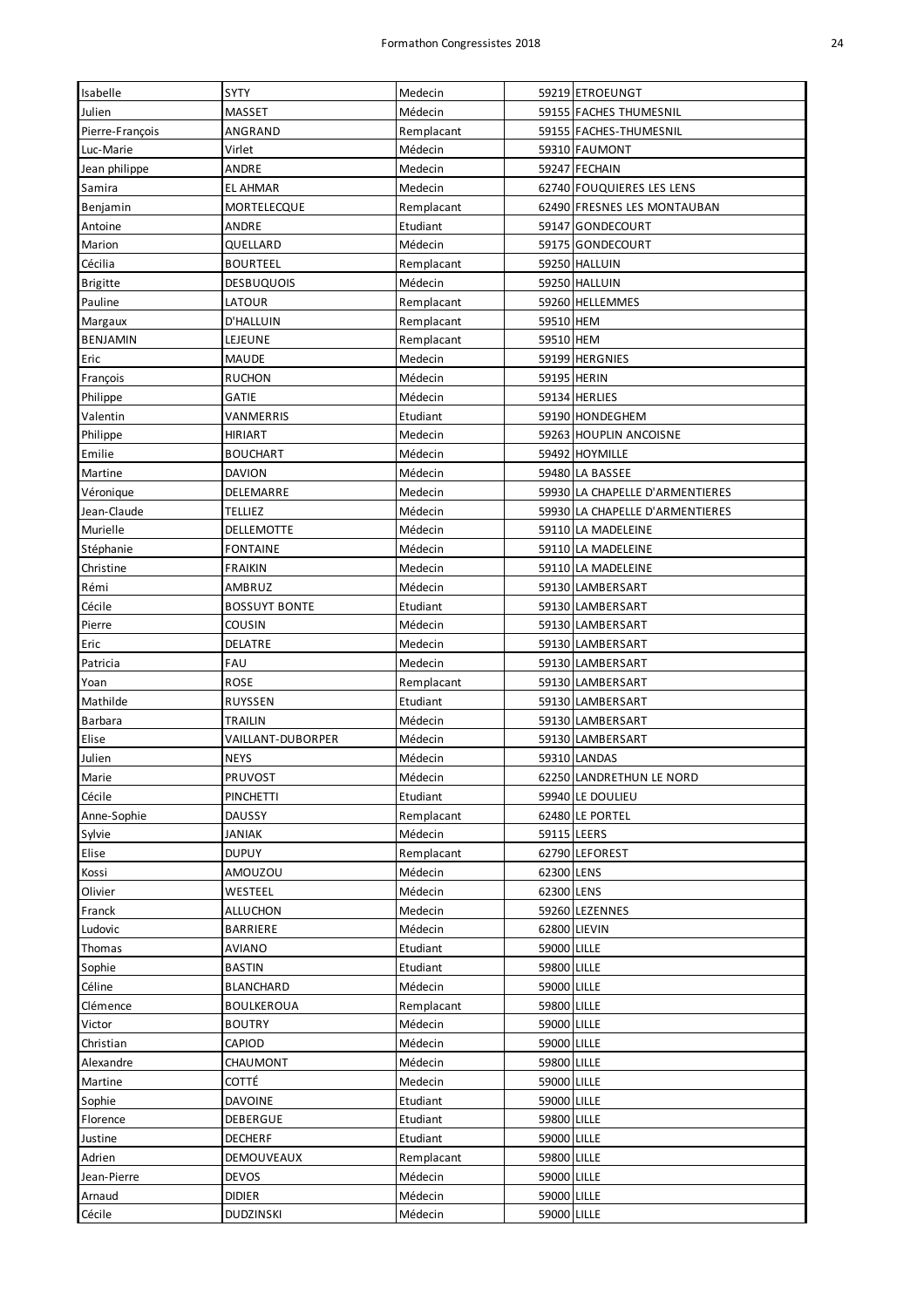| Isabelle | SYTY | Medecin | 59219 | ETROEUNGT |
|---|---|---|---|---|
| Julien | MASSET | Médecin | 59155 | FACHES THUMESNIL |
| Pierre-François | ANGRAND | Remplacant | 59155 | FACHES-THUMESNIL |
| Luc-Marie | Virlet | Médecin | 59310 | FAUMONT |
| Jean philippe | ANDRE | Medecin | 59247 | FECHAIN |
| Samira | EL AHMAR | Medecin | 62740 | FOUQUIERES LES LENS |
| Benjamin | MORTELECQUE | Remplacant | 62490 | FRESNES LES MONTAUBAN |
| Antoine | ANDRE | Etudiant | 59147 | GONDECOURT |
| Marion | QUELLARD | Médecin | 59175 | GONDECOURT |
| Cécilia | BOURTEEL | Remplacant | 59250 | HALLUIN |
| Brigitte | DESBUQUOIS | Médecin | 59250 | HALLUIN |
| Pauline | LATOUR | Remplacant | 59260 | HELLEMMES |
| Margaux | D'HALLUIN | Remplacant | 59510 | HEM |
| BENJAMIN | LEJEUNE | Remplacant | 59510 | HEM |
| Eric | MAUDE | Medecin | 59199 | HERGNIES |
| François | RUCHON | Médecin | 59195 | HERIN |
| Philippe | GATIE | Médecin | 59134 | HERLIES |
| Valentin | VANMERRIS | Etudiant | 59190 | HONDEGHEM |
| Philippe | HIRIART | Medecin | 59263 | HOUPLIN ANCOISNE |
| Emilie | BOUCHART | Médecin | 59492 | HOYMILLE |
| Martine | DAVION | Médecin | 59480 | LA BASSEE |
| Véronique | DELEMARRE | Medecin | 59930 | LA CHAPELLE D'ARMENTIERES |
| Jean-Claude | TELLIEZ | Médecin | 59930 | LA CHAPELLE D'ARMENTIERES |
| Murielle | DELLEMOTTE | Médecin | 59110 | LA MADELEINE |
| Stéphanie | FONTAINE | Médecin | 59110 | LA MADELEINE |
| Christine | FRAIKIN | Medecin | 59110 | LA MADELEINE |
| Rémi | AMBRUZ | Médecin | 59130 | LAMBERSART |
| Cécile | BOSSUYT BONTE | Etudiant | 59130 | LAMBERSART |
| Pierre | COUSIN | Médecin | 59130 | LAMBERSART |
| Eric | DELATRE | Medecin | 59130 | LAMBERSART |
| Patricia | FAU | Medecin | 59130 | LAMBERSART |
| Yoan | ROSE | Remplacant | 59130 | LAMBERSART |
| Mathilde | RUYSSEN | Etudiant | 59130 | LAMBERSART |
| Barbara | TRAILIN | Médecin | 59130 | LAMBERSART |
| Elise | VAILLANT-DUBORPER | Médecin | 59130 | LAMBERSART |
| Julien | NEYS | Médecin | 59310 | LANDAS |
| Marie | PRUVOST | Médecin | 62250 | LANDRETHUN LE NORD |
| Cécile | PINCHETTI | Etudiant | 59940 | LE DOULIEU |
| Anne-Sophie | DAUSSY | Remplacant | 62480 | LE PORTEL |
| Sylvie | JANIAK | Médecin | 59115 | LEERS |
| Elise | DUPUY | Remplacant | 62790 | LEFOREST |
| Kossi | AMOUZOU | Médecin | 62300 | LENS |
| Olivier | WESTEEL | Médecin | 62300 | LENS |
| Franck | ALLUCHON | Medecin | 59260 | LEZENNES |
| Ludovic | BARRIERE | Médecin | 62800 | LIEVIN |
| Thomas | AVIANO | Etudiant | 59000 | LILLE |
| Sophie | BASTIN | Etudiant | 59800 | LILLE |
| Céline | BLANCHARD | Médecin | 59000 | LILLE |
| Clémence | BOULKEROUA | Remplacant | 59800 | LILLE |
| Victor | BOUTRY | Médecin | 59000 | LILLE |
| Christian | CAPIOD | Médecin | 59000 | LILLE |
| Alexandre | CHAUMONT | Médecin | 59800 | LILLE |
| Martine | COTTÉ | Medecin | 59000 | LILLE |
| Sophie | DAVOINE | Etudiant | 59000 | LILLE |
| Florence | DEBERGUE | Etudiant | 59800 | LILLE |
| Justine | DECHERF | Etudiant | 59000 | LILLE |
| Adrien | DEMOUVEAUX | Remplacant | 59800 | LILLE |
| Jean-Pierre | DEVOS | Médecin | 59000 | LILLE |
| Arnaud | DIDIER | Médecin | 59000 | LILLE |
| Cécile | DUDZINSKI | Médecin | 59000 | LILLE |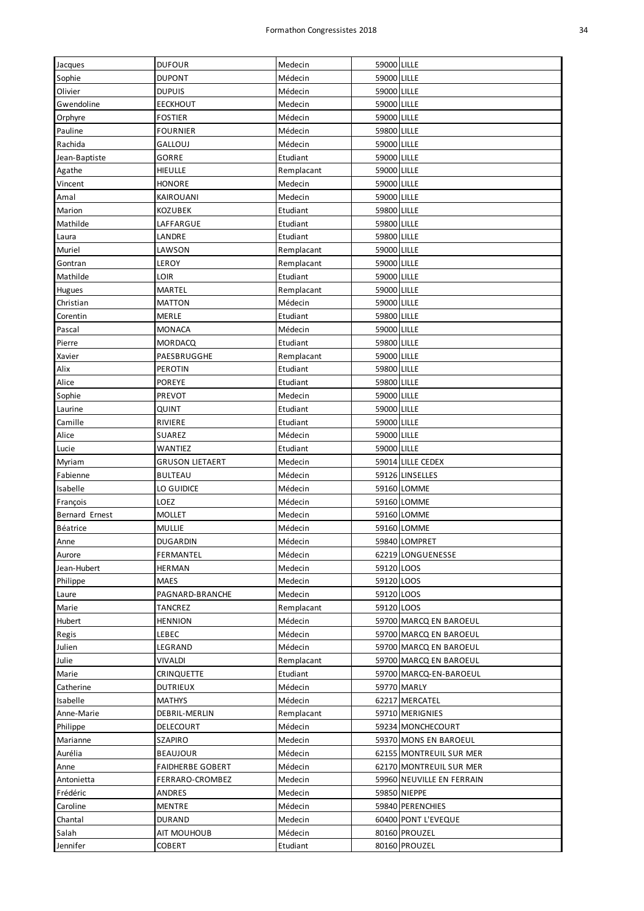| Jacques | DUFOUR | Medecin | 59000 | LILLE |
|---|---|---|---|---|
| Sophie | DUPONT | Médecin | 59000 | LILLE |
| Olivier | DUPUIS | Médecin | 59000 | LILLE |
| Gwendoline | EECKHOUT | Medecin | 59000 | LILLE |
| Orphyre | FOSTIER | Médecin | 59000 | LILLE |
| Pauline | FOURNIER | Médecin | 59800 | LILLE |
| Rachida | GALLOUJ | Médecin | 59000 | LILLE |
| Jean-Baptiste | GORRE | Etudiant | 59000 | LILLE |
| Agathe | HIEULLE | Remplacant | 59000 | LILLE |
| Vincent | HONORE | Medecin | 59000 | LILLE |
| Amal | KAIROUANI | Medecin | 59000 | LILLE |
| Marion | KOZUBEK | Etudiant | 59800 | LILLE |
| Mathilde | LAFFARGUE | Etudiant | 59800 | LILLE |
| Laura | LANDRE | Etudiant | 59800 | LILLE |
| Muriel | LAWSON | Remplacant | 59000 | LILLE |
| Gontran | LEROY | Remplacant | 59000 | LILLE |
| Mathilde | LOIR | Etudiant | 59000 | LILLE |
| Hugues | MARTEL | Remplacant | 59000 | LILLE |
| Christian | MATTON | Médecin | 59000 | LILLE |
| Corentin | MERLE | Etudiant | 59800 | LILLE |
| Pascal | MONACA | Médecin | 59000 | LILLE |
| Pierre | MORDACQ | Etudiant | 59800 | LILLE |
| Xavier | PAESBRUGGHE | Remplacant | 59000 | LILLE |
| Alix | PEROTIN | Etudiant | 59800 | LILLE |
| Alice | POREYE | Etudiant | 59800 | LILLE |
| Sophie | PREVOT | Medecin | 59000 | LILLE |
| Laurine | QUINT | Etudiant | 59000 | LILLE |
| Camille | RIVIERE | Etudiant | 59000 | LILLE |
| Alice | SUAREZ | Médecin | 59000 | LILLE |
| Lucie | WANTIEZ | Etudiant | 59000 | LILLE |
| Myriam | GRUSON LIETAERT | Medecin | 59014 | LILLE CEDEX |
| Fabienne | BULTEAU | Médecin | 59126 | LINSELLES |
| Isabelle | LO GUIDICE | Médecin | 59160 | LOMME |
| François | LOEZ | Médecin | 59160 | LOMME |
| Bernard Ernest | MOLLET | Medecin | 59160 | LOMME |
| Béatrice | MULLIE | Médecin | 59160 | LOMME |
| Anne | DUGARDIN | Médecin | 59840 | LOMPRET |
| Aurore | FERMANTEL | Médecin | 62219 | LONGUENESSE |
| Jean-Hubert | HERMAN | Medecin | 59120 | LOOS |
| Philippe | MAES | Medecin | 59120 | LOOS |
| Laure | PAGNARD-BRANCHE | Medecin | 59120 | LOOS |
| Marie | TANCREZ | Remplacant | 59120 | LOOS |
| Hubert | HENNION | Médecin | 59700 | MARCQ EN BAROEUL |
| Regis | LEBEC | Médecin | 59700 | MARCQ EN BAROEUL |
| Julien | LEGRAND | Médecin | 59700 | MARCQ EN BAROEUL |
| Julie | VIVALDI | Remplacant | 59700 | MARCQ EN BAROEUL |
| Marie | CRINQUETTE | Etudiant | 59700 | MARCQ-EN-BAROEUL |
| Catherine | DUTRIEUX | Médecin | 59770 | MARLY |
| Isabelle | MATHYS | Médecin | 62217 | MERCATEL |
| Anne-Marie | DEBRIL-MERLIN | Remplacant | 59710 | MERIGNIES |
| Philippe | DELECOURT | Médecin | 59234 | MONCHECOURT |
| Marianne | SZAPIRO | Medecin | 59370 | MONS EN BAROEUL |
| Aurélia | BEAUJOUR | Médecin | 62155 | MONTREUIL SUR MER |
| Anne | FAIDHERBE GOBERT | Médecin | 62170 | MONTREUIL SUR MER |
| Antonietta | FERRARO-CROMBEZ | Medecin | 59960 | NEUVILLE EN FERRAIN |
| Frédéric | ANDRES | Medecin | 59850 | NIEPPE |
| Caroline | MENTRE | Médecin | 59840 | PERENCHIES |
| Chantal | DURAND | Medecin | 60400 | PONT L'EVEQUE |
| Salah | AIT MOUHOUB | Médecin | 80160 | PROUZEL |
| Jennifer | COBERT | Etudiant | 80160 | PROUZEL |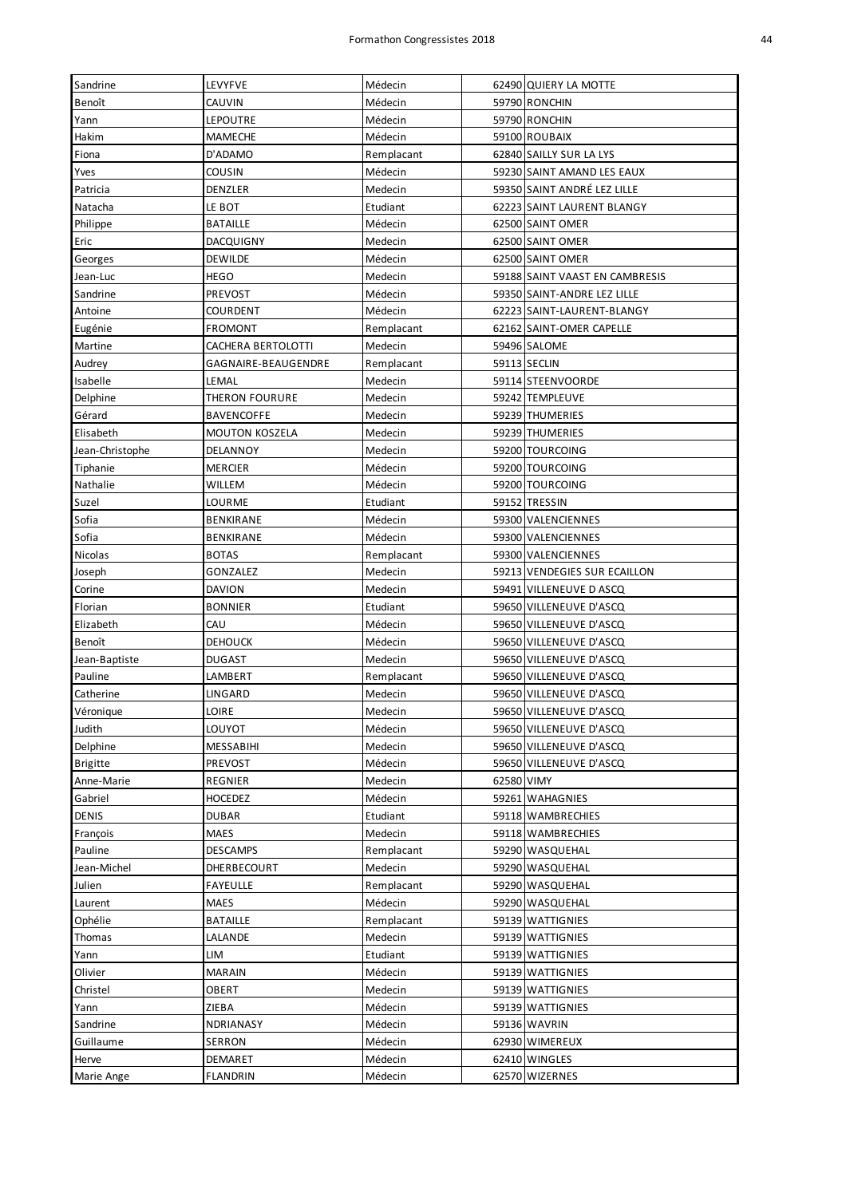| | | | | |
|---|---|---|---|---|
| Sandrine | LEVYFVE | Médecin | 62490 | QUIERY LA MOTTE |
| Benoît | CAUVIN | Médecin | 59790 | RONCHIN |
| Yann | LEPOUTRE | Médecin | 59790 | RONCHIN |
| Hakim | MAMECHE | Médecin | 59100 | ROUBAIX |
| Fiona | D'ADAMO | Remplacant | 62840 | SAILLY SUR LA LYS |
| Yves | COUSIN | Médecin | 59230 | SAINT AMAND LES EAUX |
| Patricia | DENZLER | Medecin | 59350 | SAINT ANDRÉ LEZ LILLE |
| Natacha | LE BOT | Etudiant | 62223 | SAINT LAURENT BLANGY |
| Philippe | BATAILLE | Médecin | 62500 | SAINT OMER |
| Eric | DACQUIGNY | Medecin | 62500 | SAINT OMER |
| Georges | DEWILDE | Médecin | 62500 | SAINT OMER |
| Jean-Luc | HEGO | Medecin | 59188 | SAINT VAAST EN CAMBRESIS |
| Sandrine | PREVOST | Médecin | 59350 | SAINT-ANDRE LEZ LILLE |
| Antoine | COURDENT | Médecin | 62223 | SAINT-LAURENT-BLANGY |
| Eugénie | FROMONT | Remplacant | 62162 | SAINT-OMER CAPELLE |
| Martine | CACHERA BERTOLOTTI | Medecin | 59496 | SALOME |
| Audrey | GAGNAIRE-BEAUGENDRE | Remplacant | 59113 | SECLIN |
| Isabelle | LEMAL | Medecin | 59114 | STEENVOORDE |
| Delphine | THERON FOURURE | Medecin | 59242 | TEMPLEUVE |
| Gérard | BAVENCOFFE | Medecin | 59239 | THUMERIES |
| Elisabeth | MOUTON KOSZELA | Medecin | 59239 | THUMERIES |
| Jean-Christophe | DELANNOY | Medecin | 59200 | TOURCOING |
| Tiphanie | MERCIER | Médecin | 59200 | TOURCOING |
| Nathalie | WILLEM | Médecin | 59200 | TOURCOING |
| Suzel | LOURME | Etudiant | 59152 | TRESSIN |
| Sofia | BENKIRANE | Médecin | 59300 | VALENCIENNES |
| Sofia | BENKIRANE | Médecin | 59300 | VALENCIENNES |
| Nicolas | BOTAS | Remplacant | 59300 | VALENCIENNES |
| Joseph | GONZALEZ | Medecin | 59213 | VENDEGIES SUR ECAILLON |
| Corine | DAVION | Medecin | 59491 | VILLENEUVE D ASCQ |
| Florian | BONNIER | Etudiant | 59650 | VILLENEUVE D'ASCQ |
| Elizabeth | CAU | Médecin | 59650 | VILLENEUVE D'ASCQ |
| Benoît | DEHOUCK | Médecin | 59650 | VILLENEUVE D'ASCQ |
| Jean-Baptiste | DUGAST | Medecin | 59650 | VILLENEUVE D'ASCQ |
| Pauline | LAMBERT | Remplacant | 59650 | VILLENEUVE D'ASCQ |
| Catherine | LINGARD | Medecin | 59650 | VILLENEUVE D'ASCQ |
| Véronique | LOIRE | Medecin | 59650 | VILLENEUVE D'ASCQ |
| Judith | LOUYOT | Médecin | 59650 | VILLENEUVE D'ASCQ |
| Delphine | MESSABIHI | Medecin | 59650 | VILLENEUVE D'ASCQ |
| Brigitte | PREVOST | Médecin | 59650 | VILLENEUVE D'ASCQ |
| Anne-Marie | REGNIER | Medecin | 62580 | VIMY |
| Gabriel | HOCEDEZ | Médecin | 59261 | WAHAGNIES |
| DENIS | DUBAR | Etudiant | 59118 | WAMBRECHIES |
| François | MAES | Medecin | 59118 | WAMBRECHIES |
| Pauline | DESCAMPS | Remplacant | 59290 | WASQUEHAL |
| Jean-Michel | DHERBECOURT | Medecin | 59290 | WASQUEHAL |
| Julien | FAYEULLE | Remplacant | 59290 | WASQUEHAL |
| Laurent | MAES | Médecin | 59290 | WASQUEHAL |
| Ophélie | BATAILLE | Remplacant | 59139 | WATTIGNIES |
| Thomas | LALANDE | Medecin | 59139 | WATTIGNIES |
| Yann | LIM | Etudiant | 59139 | WATTIGNIES |
| Olivier | MARAIN | Médecin | 59139 | WATTIGNIES |
| Christel | OBERT | Medecin | 59139 | WATTIGNIES |
| Yann | ZIEBA | Médecin | 59139 | WATTIGNIES |
| Sandrine | NDRIANASY | Médecin | 59136 | WAVRIN |
| Guillaume | SERRON | Médecin | 62930 | WIMEREUX |
| Herve | DEMARET | Médecin | 62410 | WINGLES |
| Marie Ange | FLANDRIN | Médecin | 62570 | WIZERNES |